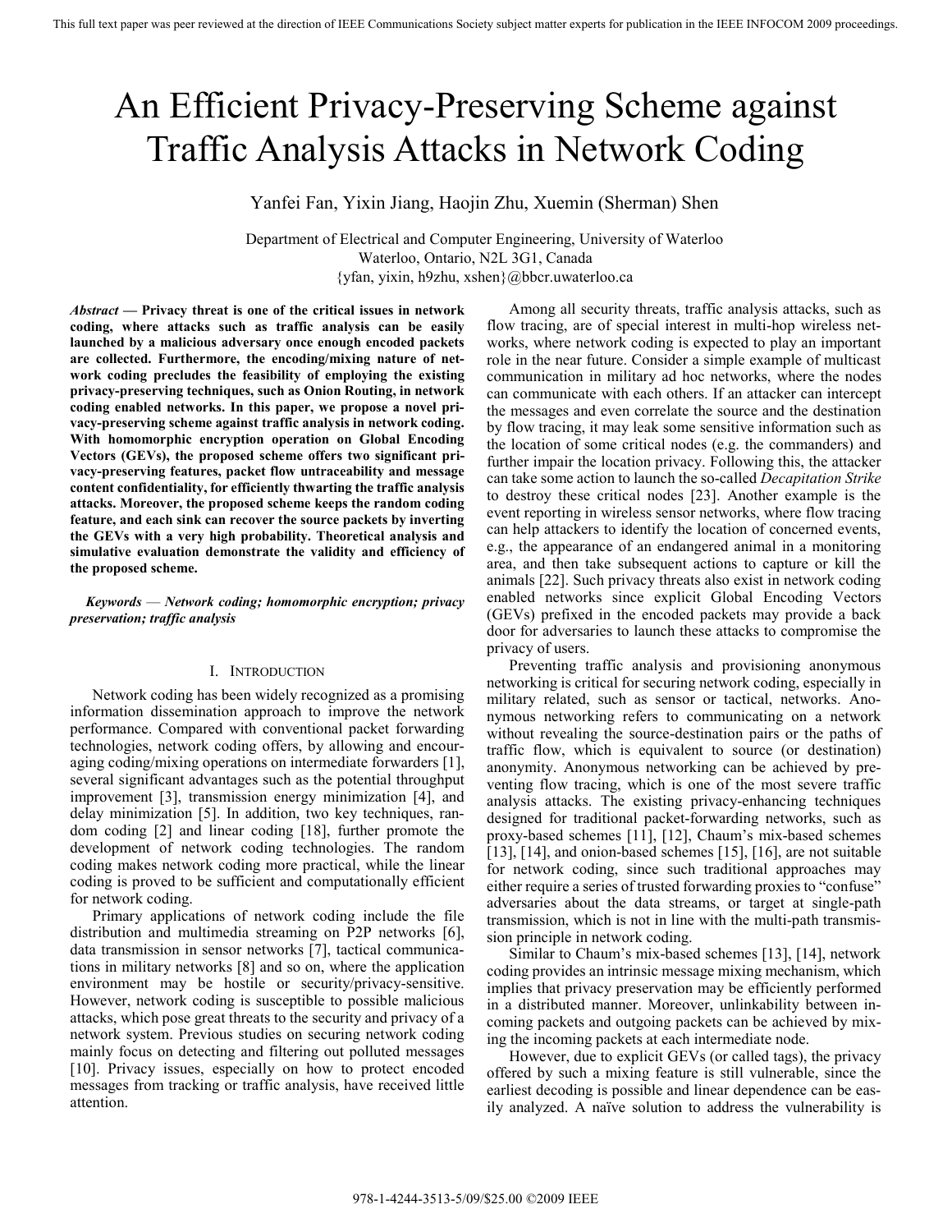# An Efficient Privacy-Preserving Scheme against Traffic Analysis Attacks in Network Coding

Yanfei Fan, Yixin Jiang, Haojin Zhu, Xuemin (Sherman) Shen

Department of Electrical and Computer Engineering, University of Waterloo
Waterloo, Ontario, N2L 3G1, Canada
{yfan, yixin, h9zhu, xshen}@bbcr.uwaterloo.ca

***Abstract* — Privacy threat is one of the critical issues in network coding, where attacks such as traffic analysis can be easily launched by a malicious adversary once enough encoded packets are collected. Furthermore, the encoding/mixing nature of network coding precludes the feasibility of employing the existing privacy-preserving techniques, such as Onion Routing, in network coding enabled networks. In this paper, we propose a novel privacy-preserving scheme against traffic analysis in network coding. With homomorphic encryption operation on Global Encoding Vectors (GEVs), the proposed scheme offers two significant privacy-preserving features, packet flow untraceability and message content confidentiality, for efficiently thwarting the traffic analysis attacks. Moreover, the proposed scheme keeps the random coding feature, and each sink can recover the source packets by inverting the GEVs with a very high probability. Theoretical analysis and simulative evaluation demonstrate the validity and efficiency of the proposed scheme.**

***Keywords* — *Network coding; homomorphic encryption; privacy preservation; traffic analysis***

## I. Introduction

Network coding has been widely recognized as a promising information dissemination approach to improve the network performance. Compared with conventional packet forwarding technologies, network coding offers, by allowing and encouraging coding/mixing operations on intermediate forwarders [1], several significant advantages such as the potential throughput improvement [3], transmission energy minimization [4], and delay minimization [5]. In addition, two key techniques, random coding [2] and linear coding [18], further promote the development of network coding technologies. The random coding makes network coding more practical, while the linear coding is proved to be sufficient and computationally efficient for network coding.

Primary applications of network coding include the file distribution and multimedia streaming on P2P networks [6], data transmission in sensor networks [7], tactical communications in military networks [8] and so on, where the application environment may be hostile or security/privacy-sensitive. However, network coding is susceptible to possible malicious attacks, which pose great threats to the security and privacy of a network system. Previous studies on securing network coding mainly focus on detecting and filtering out polluted messages [10]. Privacy issues, especially on how to protect encoded messages from tracking or traffic analysis, have received little attention.

Among all security threats, traffic analysis attacks, such as flow tracing, are of special interest in multi-hop wireless networks, where network coding is expected to play an important role in the near future. Consider a simple example of multicast communication in military ad hoc networks, where the nodes can communicate with each others. If an attacker can intercept the messages and even correlate the source and the destination by flow tracing, it may leak some sensitive information such as the location of some critical nodes (e.g. the commanders) and further impair the location privacy. Following this, the attacker can take some action to launch the so-called *Decapitation Strike* to destroy these critical nodes [23]. Another example is the event reporting in wireless sensor networks, where flow tracing can help attackers to identify the location of concerned events, e.g., the appearance of an endangered animal in a monitoring area, and then take subsequent actions to capture or kill the animals [22]. Such privacy threats also exist in network coding enabled networks since explicit Global Encoding Vectors (GEVs) prefixed in the encoded packets may provide a back door for adversaries to launch these attacks to compromise the privacy of users.

Preventing traffic analysis and provisioning anonymous networking is critical for securing network coding, especially in military related, such as sensor or tactical, networks. Anonymous networking refers to communicating on a network without revealing the source-destination pairs or the paths of traffic flow, which is equivalent to source (or destination) anonymity. Anonymous networking can be achieved by preventing flow tracing, which is one of the most severe traffic analysis attacks. The existing privacy-enhancing techniques designed for traditional packet-forwarding networks, such as proxy-based schemes [11], [12], Chaum's mix-based schemes [13], [14], and onion-based schemes [15], [16], are not suitable for network coding, since such traditional approaches may either require a series of trusted forwarding proxies to "confuse" adversaries about the data streams, or target at single-path transmission, which is not in line with the multi-path transmission principle in network coding.

Similar to Chaum's mix-based schemes [13], [14], network coding provides an intrinsic message mixing mechanism, which implies that privacy preservation may be efficiently performed in a distributed manner. Moreover, unlinkability between incoming packets and outgoing packets can be achieved by mixing the incoming packets at each intermediate node.

However, due to explicit GEVs (or called tags), the privacy offered by such a mixing feature is still vulnerable, since the earliest decoding is possible and linear dependence can be easily analyzed. A naïve solution to address the vulnerability is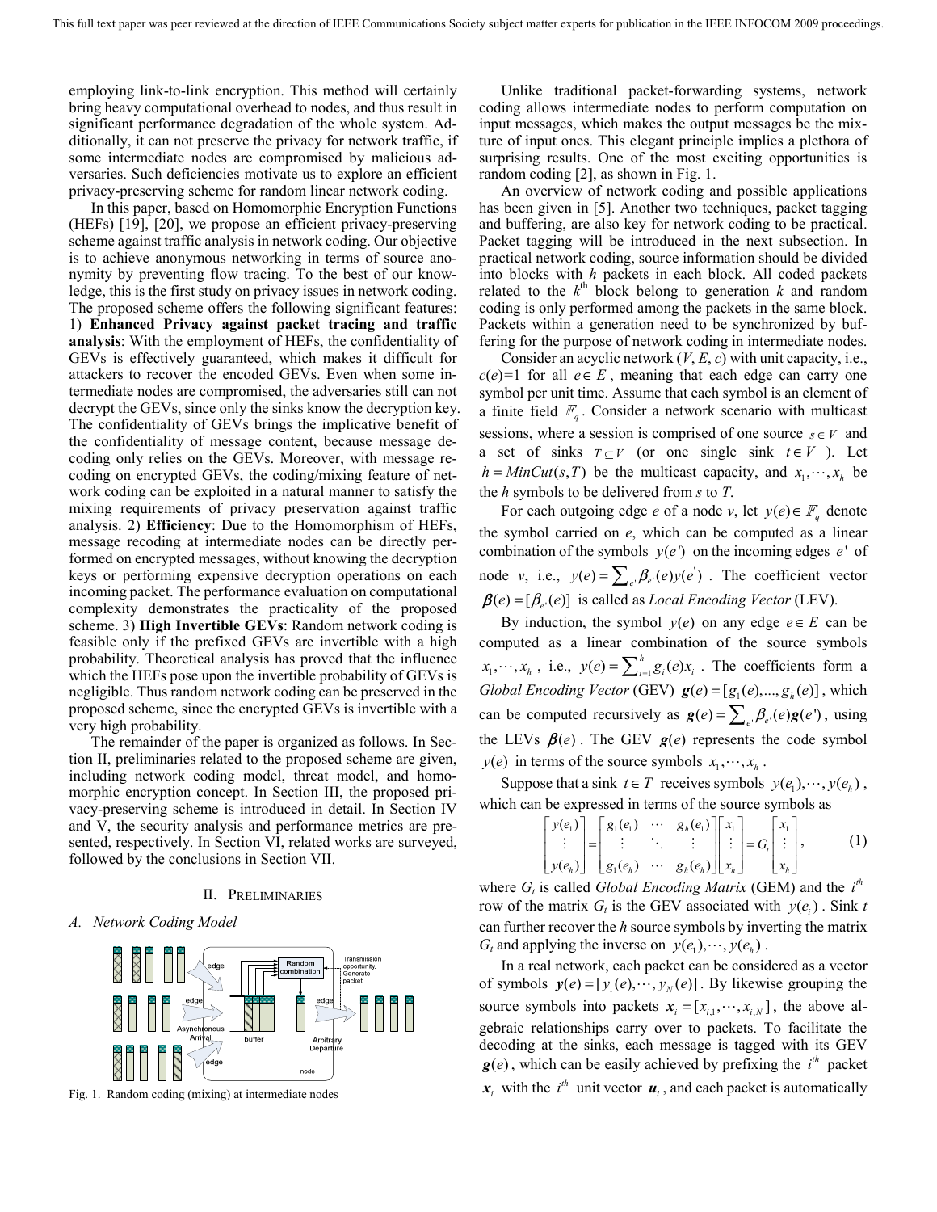employing link-to-link encryption. This method will certainly bring heavy computational overhead to nodes, and thus result in significant performance degradation of the whole system. Additionally, it can not preserve the privacy for network traffic, if some intermediate nodes are compromised by malicious adversaries. Such deficiencies motivate us to explore an efficient privacy-preserving scheme for random linear network coding.

In this paper, based on Homomorphic Encryption Functions (HEFs) [19], [20], we propose an efficient privacy-preserving scheme against traffic analysis in network coding. Our objective is to achieve anonymous networking in terms of source anonymity by preventing flow tracing. To the best of our knowledge, this is the first study on privacy issues in network coding. The proposed scheme offers the following significant features: 1) **Enhanced Privacy against packet tracing and traffic analysis**: With the employment of HEFs, the confidentiality of GEVs is effectively guaranteed, which makes it difficult for attackers to recover the encoded GEVs. Even when some intermediate nodes are compromised, the adversaries still can not decrypt the GEVs, since only the sinks know the decryption key. The confidentiality of GEVs brings the implicative benefit of the confidentiality of message content, because message decoding only relies on the GEVs. Moreover, with message recoding on encrypted GEVs, the coding/mixing feature of network coding can be exploited in a natural manner to satisfy the mixing requirements of privacy preservation against traffic analysis. 2) **Efficiency**: Due to the Homomorphism of HEFs, message recoding at intermediate nodes can be directly performed on encrypted messages, without knowing the decryption keys or performing expensive decryption operations on each incoming packet. The performance evaluation on computational complexity demonstrates the practicality of the proposed scheme. 3) **High Invertible GEVs**: Random network coding is feasible only if the prefixed GEVs are invertible with a high probability. Theoretical analysis has proved that the influence which the HEFs pose upon the invertible probability of GEVs is negligible. Thus random network coding can be preserved in the proposed scheme, since the encrypted GEVs is invertible with a very high probability.

The remainder of the paper is organized as follows. In Section II, preliminaries related to the proposed scheme are given, including network coding model, threat model, and homomorphic encryption concept. In Section III, the proposed privacy-preserving scheme is introduced in detail. In Section IV and V, the security analysis and performance metrics are presented, respectively. In Section VI, related works are surveyed, followed by the conclusions in Section VII.

## II. Preliminaries

### A. Network Coding Model

Fig. 1. Random coding (mixing) at intermediate nodes

Unlike traditional packet-forwarding systems, network coding allows intermediate nodes to perform computation on input messages, which makes the output messages be the mixture of input ones. This elegant principle implies a plethora of surprising results. One of the most exciting opportunities is random coding [2], as shown in Fig. 1.

An overview of network coding and possible applications has been given in [5]. Another two techniques, packet tagging and buffering, are also key for network coding to be practical. Packet tagging will be introduced in the next subsection. In practical network coding, source information should be divided into blocks with $h$ packets in each block. All coded packets related to the $k^{th}$ block belong to generation $k$ and random coding is only performed among the packets in the same block. Packets within a generation need to be synchronized by buffering for the purpose of network coding in intermediate nodes.

Consider an acyclic network $(V, E, c)$ with unit capacity, i.e., $c(e)=1$ for all $e \in E$, meaning that each edge can carry one symbol per unit time. Assume that each symbol is an element of a finite field $\mathbb{F}_q$. Consider a network scenario with multicast sessions, where a session is comprised of one source $s \in V$ and a set of sinks $T \subseteq V$ (or one single sink $t \in V$). Let $h = MinCut(s,T)$ be the multicast capacity, and $x_1, \cdots, x_h$ be the $h$ symbols to be delivered from $s$ to $T$.

For each outgoing edge $e$ of a node $v$, let $y(e) \in \mathbb{F}_q$ denote the symbol carried on $e$, which can be computed as a linear combination of the symbols $y(e')$ on the incoming edges $e'$ of node $v$, i.e., $y(e) = \sum_{e'} \beta_{e'}(e) y(e')$. The coefficient vector $\boldsymbol{\beta}(e) = [\beta_{e'}(e)]$ is called as *Local Encoding Vector* (LEV).

By induction, the symbol $y(e)$ on any edge $e \in E$ can be computed as a linear combination of the source symbols $x_1, \cdots, x_h$, i.e., $y(e) = \sum_{i=1}^{h} g_i(e) x_i$. The coefficients form a *Global Encoding Vector* (GEV) $\boldsymbol{g}(e) = [g_1(e), ..., g_h(e)]$, which can be computed recursively as $\boldsymbol{g}(e) = \sum_{e'} \beta_{e'}(e) \boldsymbol{g}(e')$, using the LEVs $\boldsymbol{\beta}(e)$. The GEV $\boldsymbol{g}(e)$ represents the code symbol $y(e)$ in terms of the source symbols $x_1, \cdots, x_h$.

Suppose that a sink $t \in T$ receives symbols $y(e_1), \cdots, y(e_h)$, which can be expressed in terms of the source symbols as

$$\begin{bmatrix} y(e_1) \\ \vdots \\ y(e_h) \end{bmatrix} = \begin{bmatrix} g_1(e_1) & \cdots & g_h(e_1) \\ \vdots & \ddots & \vdots \\ g_1(e_h) & \cdots & g_h(e_h) \end{bmatrix} \begin{bmatrix} x_1 \\ \vdots \\ x_h \end{bmatrix} = G_t \begin{bmatrix} x_1 \\ \vdots \\ x_h \end{bmatrix}, \tag{1}$$

where $G_t$ is called *Global Encoding Matrix* (GEM) and the $i^{th}$ row of the matrix $G_t$ is the GEV associated with $y(e_i)$. Sink $t$ can further recover the $h$ source symbols by inverting the matrix $G_t$ and applying the inverse on $y(e_1), \cdots, y(e_h)$.

In a real network, each packet can be considered as a vector of symbols $\boldsymbol{y}(e) = [y_1(e), \cdots, y_N(e)]$. By likewise grouping the source symbols into packets $\boldsymbol{x}_i = [x_{i,1}, \cdots, x_{i,N}]$, the above algebraic relationships carry over to packets. To facilitate the decoding at the sinks, each message is tagged with its GEV $\boldsymbol{g}(e)$, which can be easily achieved by prefixing the $i^{th}$ packet $\boldsymbol{x}_i$ with the $i^{th}$ unit vector $\boldsymbol{u}_i$, and each packet is automatically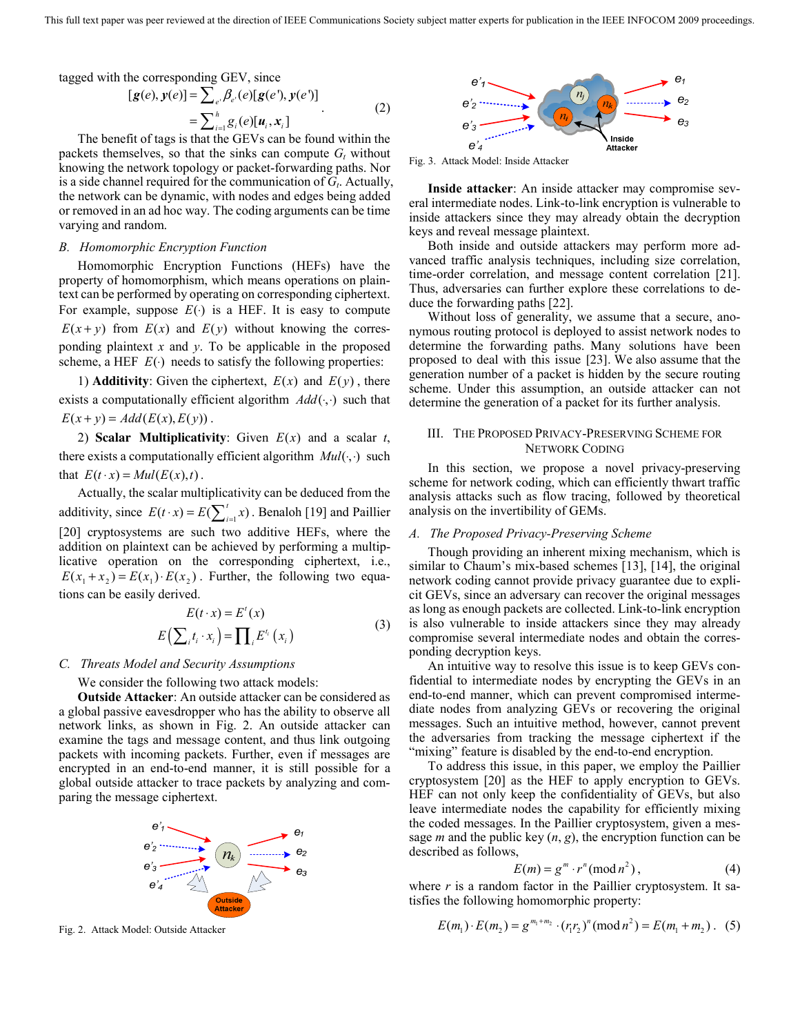tagged with the corresponding GEV, since

$$[\boldsymbol{g}(e), \boldsymbol{y}(e)] = \sum_{e'} \beta_{e'}(e)[\boldsymbol{g}(e'), \boldsymbol{y}(e')] = \sum_{i=1}^{h} g_i(e)[\boldsymbol{u}_i, \boldsymbol{x}_i] \quad (2)$$

The benefit of tags is that the GEVs can be found within the packets themselves, so that the sinks can compute $G_t$ without knowing the network topology or packet-forwarding paths. Nor is a side channel required for the communication of $G_t$. Actually, the network can be dynamic, with nodes and edges being added or removed in an ad hoc way. The coding arguments can be time varying and random.

### *B. Homomorphic Encryption Function*

Homomorphic Encryption Functions (HEFs) have the property of homomorphism, which means operations on plaintext can be performed by operating on corresponding ciphertext. For example, suppose $E(\cdot)$ is a HEF. It is easy to compute $E(x+y)$ from $E(x)$ and $E(y)$ without knowing the corresponding plaintext $x$ and $y$. To be applicable in the proposed scheme, a HEF $E(\cdot)$ needs to satisfy the following properties:

1) **Additivity**: Given the ciphertext, $E(x)$ and $E(y)$, there exists a computationally efficient algorithm $Add(\cdot,\cdot)$ such that $E(x+y) = Add(E(x), E(y))$.

2) **Scalar Multiplicativity**: Given $E(x)$ and a scalar $t$, there exists a computationally efficient algorithm $Mul(\cdot,\cdot)$ such that $E(t\cdot x) = Mul(E(x), t)$.

Actually, the scalar multiplicativity can be deduced from the additivity, since $E(t\cdot x) = E(\sum_{i=1}^{t} x)$. Benaloh [19] and Paillier [20] cryptosystems are such two additive HEFs, where the addition on plaintext can be achieved by performing a multiplicative operation on the corresponding ciphertext, i.e., $E(x_1 + x_2) = E(x_1)\cdot E(x_2)$. Further, the following two equations can be easily derived.

$$E(t\cdot x) = E^t(x)$$
$$E\left(\sum_i t_i \cdot x_i\right) = \prod_i E^{t_i}(x_i) \quad (3)$$

### *C. Threats Model and Security Assumptions*

We consider the following two attack models:

**Outside Attacker**: An outside attacker can be considered as a global passive eavesdropper who has the ability to observe all network links, as shown in Fig. 2. An outside attacker can examine the tags and message content, and thus link outgoing packets with incoming packets. Further, even if messages are encrypted in an end-to-end manner, it is still possible for a global outside attacker to trace packets by analyzing and comparing the message ciphertext.

Fig. 2. Attack Model: Outside Attacker

Fig. 3. Attack Model: Inside Attacker

**Inside attacker**: An inside attacker may compromise several intermediate nodes. Link-to-link encryption is vulnerable to inside attackers since they may already obtain the decryption keys and reveal message plaintext.

Both inside and outside attackers may perform more advanced traffic analysis techniques, including size correlation, time-order correlation, and message content correlation [21]. Thus, adversaries can further explore these correlations to deduce the forwarding paths [22].

Without loss of generality, we assume that a secure, anonymous routing protocol is deployed to assist network nodes to determine the forwarding paths. Many solutions have been proposed to deal with this issue [23]. We also assume that the generation number of a packet is hidden by the secure routing scheme. Under this assumption, an outside attacker can not determine the generation of a packet for its further analysis.

## III. The Proposed Privacy-Preserving Scheme for Network Coding

In this section, we propose a novel privacy-preserving scheme for network coding, which can efficiently thwart traffic analysis attacks such as flow tracing, followed by theoretical analysis on the invertibility of GEMs.

### *A. The Proposed Privacy-Preserving Scheme*

Though providing an inherent mixing mechanism, which is similar to Chaum's mix-based schemes [13], [14], the original network coding cannot provide privacy guarantee due to explicit GEVs, since an adversary can recover the original messages as long as enough packets are collected. Link-to-link encryption is also vulnerable to inside attackers since they may already compromise several intermediate nodes and obtain the corresponding decryption keys.

An intuitive way to resolve this issue is to keep GEVs confidential to intermediate nodes by encrypting the GEVs in an end-to-end manner, which can prevent compromised intermediate nodes from analyzing GEVs or recovering the original messages. Such an intuitive method, however, cannot prevent the adversaries from tracking the message ciphertext if the "mixing" feature is disabled by the end-to-end encryption.

To address this issue, in this paper, we employ the Paillier cryptosystem [20] as the HEF to apply encryption to GEVs. HEF can not only keep the confidentiality of GEVs, but also leave intermediate nodes the capability for efficiently mixing the coded messages. In the Paillier cryptosystem, given a message $m$ and the public key $(n, g)$, the encryption function can be described as follows,

$$E(m) = g^m \cdot r^n (\bmod n^2), \quad (4)$$

where $r$ is a random factor in the Paillier cryptosystem. It satisfies the following homomorphic property:

$$E(m_1)\cdot E(m_2) = g^{m_1+m_2}\cdot (r_1 r_2)^n (\bmod n^2) = E(m_1+m_2). \quad (5)$$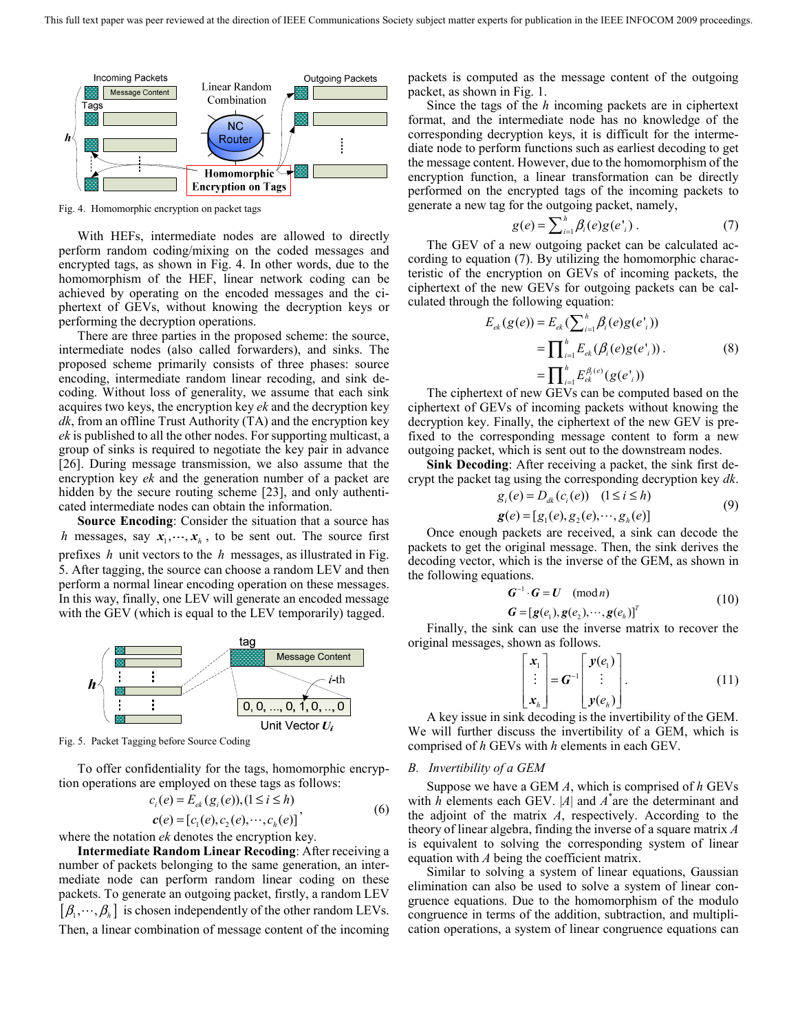Fig. 4. Homomorphic encryption on packet tags

With HEFs, intermediate nodes are allowed to directly perform random coding/mixing on the coded messages and encrypted tags, as shown in Fig. 4. In other words, due to the homomorphism of the HEF, linear network coding can be achieved by operating on the encoded messages and the ciphertext of GEVs, without knowing the decryption keys or performing the decryption operations.

There are three parties in the proposed scheme: the source, intermediate nodes (also called forwarders), and sinks. The proposed scheme primarily consists of three phases: source encoding, intermediate random linear recoding, and sink decoding. Without loss of generality, we assume that each sink acquires two keys, the encryption key *ek* and the decryption key *dk*, from an offline Trust Authority (TA) and the encryption key *ek* is published to all the other nodes. For supporting multicast, a group of sinks is required to negotiate the key pair in advance [26]. During message transmission, we also assume that the encryption key *ek* and the generation number of a packet are hidden by the secure routing scheme [23], and only authenticated intermediate nodes can obtain the information.

**Source Encoding**: Consider the situation that a source has $h$ messages, say $\boldsymbol{x}_1, \cdots, \boldsymbol{x}_h$, to be sent out. The source first prefixes $h$ unit vectors to the $h$ messages, as illustrated in Fig. 5. After tagging, the source can choose a random LEV and then perform a normal linear encoding operation on these messages. In this way, finally, one LEV will generate an encoded message with the GEV (which is equal to the LEV temporarily) tagged.

Fig. 5. Packet Tagging before Source Coding

To offer confidentiality for the tags, homomorphic encryption operations are employed on these tags as follows:

$$\begin{aligned} c_i(e) &= E_{ek}(g_i(e)), (1 \le i \le h) \\ \boldsymbol{c}(e) &= [c_1(e), c_2(e), \cdots, c_h(e)] \end{aligned}, \tag{6}$$

where the notation *ek* denotes the encryption key.

**Intermediate Random Linear Recoding**: After receiving a number of packets belonging to the same generation, an intermediate node can perform random linear coding on these packets. To generate an outgoing packet, firstly, a random LEV $[\beta_1, \cdots, \beta_h]$ is chosen independently of the other random LEVs. Then, a linear combination of message content of the incoming packets is computed as the message content of the outgoing packet, as shown in Fig. 1.

Since the tags of the $h$ incoming packets are in ciphertext format, and the intermediate node has no knowledge of the corresponding decryption keys, it is difficult for the intermediate node to perform functions such as earliest decoding to get the message content. However, due to the homomorphism of the encryption function, a linear transformation can be directly performed on the encrypted tags of the incoming packets to generate a new tag for the outgoing packet, namely,

$$g(e) = \sum_{i=1}^{h} \beta_i(e) g(e'_i) . \tag{7}$$

The GEV of a new outgoing packet can be calculated according to equation (7). By utilizing the homomorphic characteristic of the encryption on GEVs of incoming packets, the ciphertext of the new GEVs for outgoing packets can be calculated through the following equation:

$$\begin{aligned} E_{ek}(g(e)) &= E_{ek}(\sum_{i=1}^{h} \beta_i(e) g(e'_i)) \\ &= \prod_{i=1}^{h} E_{ek}(\beta_i(e) g(e'_i)) \, . \\ &= \prod_{i=1}^{h} E_{ek}^{\beta_i(e)}(g(e'_i)) \end{aligned} \tag{8}$$

The ciphertext of new GEVs can be computed based on the ciphertext of GEVs of incoming packets without knowing the decryption key. Finally, the ciphertext of the new GEV is prefixed to the corresponding message content to form a new outgoing packet, which is sent out to the downstream nodes.

**Sink Decoding**: After receiving a packet, the sink first decrypt the packet tag using the corresponding decryption key *dk*.

$$\begin{aligned} g_i(e) &= D_{dk}(c_i(e)) \quad (1 \le i \le h) \\ \boldsymbol{g}(e) &= [g_1(e), g_2(e), \cdots, g_h(e)] \end{aligned} \tag{9}$$

Once enough packets are received, a sink can decode the packets to get the original message. Then, the sink derives the decoding vector, which is the inverse of the GEM, as shown in the following equations.

$$\begin{aligned} \boldsymbol{G}^{-1} \cdot \boldsymbol{G} &= \boldsymbol{U} \quad (\bmod n) \\ \boldsymbol{G} &= [\boldsymbol{g}(e_1), \boldsymbol{g}(e_2), \cdots, \boldsymbol{g}(e_h)]^T \end{aligned} \tag{10}$$

Finally, the sink can use the inverse matrix to recover the original messages, shown as follows.

$$\begin{bmatrix} \boldsymbol{x}_1 \\ \vdots \\ \boldsymbol{x}_h \end{bmatrix} = \boldsymbol{G}^{-1} \begin{bmatrix} \boldsymbol{y}(e_1) \\ \vdots \\ \boldsymbol{y}(e_h) \end{bmatrix} . \tag{11}$$

A key issue in sink decoding is the invertibility of the GEM. We will further discuss the invertibility of a GEM, which is comprised of $h$ GEVs with $h$ elements in each GEV.

### *B. Invertibility of a GEM*

Suppose we have a GEM $A$, which is comprised of $h$ GEVs with $h$ elements each GEV. $|A|$ and $A^*$ are the determinant and the adjoint of the matrix $A$, respectively. According to the theory of linear algebra, finding the inverse of a square matrix $A$ is equivalent to solving the corresponding system of linear equation with $A$ being the coefficient matrix.

Similar to solving a system of linear equations, Gaussian elimination can also be used to solve a system of linear congruence equations. Due to the homomorphism of the modulo congruence in terms of the addition, subtraction, and multiplication operations, a system of linear congruence equations can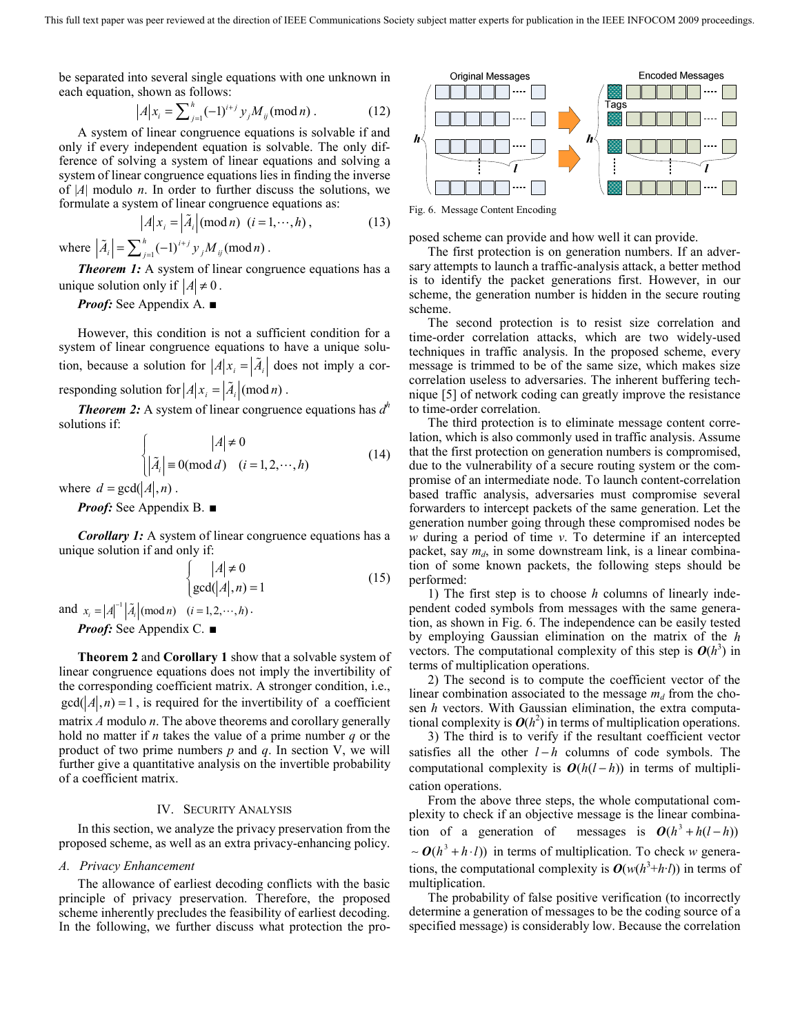be separated into several single equations with one unknown in each equation, shown as follows:

$$\left|A\right| x_i = \sum_{j=1}^{h} (-1)^{i+j} y_j M_{ij} (\bmod n) . \quad (12)$$

A system of linear congruence equations is solvable if and only if every independent equation is solvable. The only difference of solving a system of linear equations and solving a system of linear congruence equations lies in finding the inverse of $|A|$ modulo $n$. In order to further discuss the solutions, we formulate a system of linear congruence equations as:

$$\left|A\right| x_i = \left|\tilde{A}_i\right| (\bmod n) \quad (i = 1, \cdots, h) , \quad (13)$$

where $\left|\tilde{A}_i\right| = \sum_{j=1}^{h} (-1)^{i+j} y_j M_{ij} (\bmod n)$.

***Theorem 1:*** A system of linear congruence equations has a unique solution only if $\left|A\right| \neq 0$.

***Proof:*** See Appendix A. ■

However, this condition is not a sufficient condition for a system of linear congruence equations to have a unique solution, because a solution for $\left|A\right| x_i = \left|\tilde{A}_i\right|$ does not imply a corresponding solution for $\left|A\right| x_i = \left|\tilde{A}_i\right| (\bmod n)$.

***Theorem 2:*** A system of linear congruence equations has $d^h$ solutions if:

$$\begin{cases} \left|A\right| \neq 0 \\ \left|\tilde{A}_i\right| \equiv 0 (\bmod d) \quad (i = 1, 2, \cdots, h) \end{cases} \quad (14)$$

where $d = \gcd(\left|A\right|, n)$.

***Proof:*** See Appendix B. ■

***Corollary 1:*** A system of linear congruence equations has a unique solution if and only if:

$$\begin{cases} \left|A\right| \neq 0 \\ \gcd(\left|A\right|, n) = 1 \end{cases} \quad (15)$$

and $x_i = \left|A\right|^{-1} \left|\tilde{A}_i\right| (\bmod n) \quad (i = 1, 2, \cdots, h)$.

***Proof:*** See Appendix C. ■

**Theorem 2** and **Corollary 1** show that a solvable system of linear congruence equations does not imply the invertibility of the corresponding coefficient matrix. A stronger condition, i.e., $\gcd(\left|A\right|, n) = 1$, is required for the invertibility of a coefficient matrix $A$ modulo $n$. The above theorems and corollary generally hold no matter if $n$ takes the value of a prime number $q$ or the product of two prime numbers $p$ and $q$. In section V, we will further give a quantitative analysis on the invertible probability of a coefficient matrix.

## IV. Security Analysis

In this section, we analyze the privacy preservation from the proposed scheme, as well as an extra privacy-enhancing policy.

### *A. Privacy Enhancement*

The allowance of earliest decoding conflicts with the basic principle of privacy preservation. Therefore, the proposed scheme inherently precludes the feasibility of earliest decoding. In the following, we further discuss what protection the proposed scheme can provide and how well it can provide.

Original Messages

Encoded Messages

Tags

h

h

l

l

Fig. 6. Message Content Encoding

The first protection is on generation numbers. If an adversary attempts to launch a traffic-analysis attack, a better method is to identify the packet generations first. However, in our scheme, the generation number is hidden in the secure routing scheme.

The second protection is to resist size correlation and time-order correlation attacks, which are two widely-used techniques in traffic analysis. In the proposed scheme, every message is trimmed to be of the same size, which makes size correlation useless to adversaries. The inherent buffering technique [5] of network coding can greatly improve the resistance to time-order correlation.

The third protection is to eliminate message content correlation, which is also commonly used in traffic analysis. Assume that the first protection on generation numbers is compromised, due to the vulnerability of a secure routing system or the compromise of an intermediate node. To launch content-correlation based traffic analysis, adversaries must compromise several forwarders to intercept packets of the same generation. Let the generation number going through these compromised nodes be $w$ during a period of time $v$. To determine if an intercepted packet, say $m_d$, in some downstream link, is a linear combination of some known packets, the following steps should be performed:

1) The first step is to choose $h$ columns of linearly independent coded symbols from messages with the same generation, as shown in Fig. 6. The independence can be easily tested by employing Gaussian elimination on the matrix of the $h$ vectors. The computational complexity of this step is $\boldsymbol{O}(h^3)$ in terms of multiplication operations.

2) The second is to compute the coefficient vector of the linear combination associated to the message $m_d$ from the chosen $h$ vectors. With Gaussian elimination, the extra computational complexity is $\boldsymbol{O}(h^2)$ in terms of multiplication operations.

3) The third is to verify if the resultant coefficient vector satisfies all the other $l-h$ columns of code symbols. The computational complexity is $\boldsymbol{O}(h(l-h))$ in terms of multiplication operations.

From the above three steps, the whole computational complexity to check if an objective message is the linear combination of a generation of messages is $\boldsymbol{O}(h^3 + h(l-h)) \sim \boldsymbol{O}(h^3 + h \cdot l))$ in terms of multiplication. To check $w$ generations, the computational complexity is $\boldsymbol{O}(w(h^3+h \cdot l))$ in terms of multiplication.

The probability of false positive verification (to incorrectly determine a generation of messages to be the coding source of a specified message) is considerably low. Because the correlation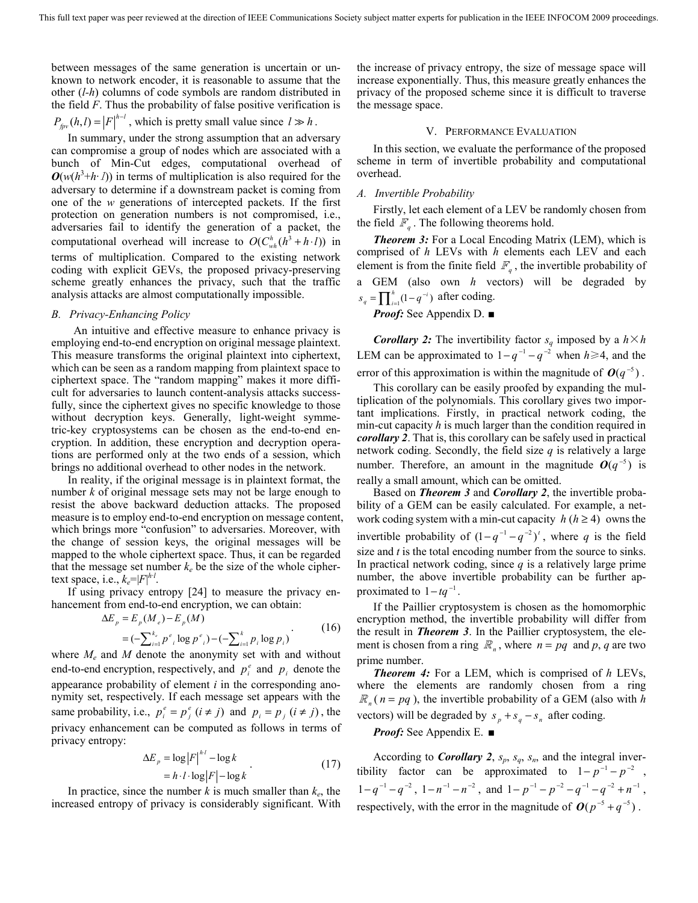between messages of the same generation is uncertain or unknown to network encoder, it is reasonable to assume that the other (*l*-*h*) columns of code symbols are random distributed in the field *F*. Thus the probability of false positive verification is $P_{fpv}(h,l) = |F|^{h-l}$, which is pretty small value since $l \gg h$.

In summary, under the strong assumption that an adversary can compromise a group of nodes which are associated with a bunch of Min-Cut edges, computational overhead of $O(w(h^3+h\cdot l))$ in terms of multiplication is also required for the adversary to determine if a downstream packet is coming from one of the *w* generations of intercepted packets. If the first protection on generation numbers is not compromised, i.e., adversaries fail to identify the generation of a packet, the computational overhead will increase to $O(C_{wh}^{h}(h^3+h\cdot l))$ in terms of multiplication. Compared to the existing network coding with explicit GEVs, the proposed privacy-preserving scheme greatly enhances the privacy, such that the traffic analysis attacks are almost computationally impossible.

### B. Privacy-Enhancing Policy

An intuitive and effective measure to enhance privacy is employing end-to-end encryption on original message plaintext. This measure transforms the original plaintext into ciphertext, which can be seen as a random mapping from plaintext space to ciphertext space. The "random mapping" makes it more difficult for adversaries to launch content-analysis attacks successfully, since the ciphertext gives no specific knowledge to those without decryption keys. Generally, light-weight symmetric-key cryptosystems can be chosen as the end-to-end encryption. In addition, these encryption and decryption operations are performed only at the two ends of a session, which brings no additional overhead to other nodes in the network.

In reality, if the original message is in plaintext format, the number *k* of original message sets may not be large enough to resist the above backward deduction attacks. The proposed measure is to employ end-to-end encryption on message content, which brings more "confusion" to adversaries. Moreover, with the change of session keys, the original messages will be mapped to the whole ciphertext space. Thus, it can be regarded that the message set number $k_e$ be the size of the whole ciphertext space, i.e., $k_e=|F|^{h\cdot l}$.

If using privacy entropy [24] to measure the privacy enhancement from end-to-end encryption, we can obtain:

$$\begin{aligned}\Delta E_p &= E_p(M_e) - E_p(M) \\ &= (-\sum_{i=1}^{k_e} p^e_i \log p^e_i) - (-\sum_{i=1}^{k} p_i \log p_i)\end{aligned} \quad (16)$$

where $M_e$ and $M$ denote the anonymity set with and without end-to-end encryption, respectively, and $p_i^e$ and $p_i$ denote the appearance probability of element *i* in the corresponding anonymity set, respectively. If each message set appears with the same probability, i.e., $p_i^e = p_j^e \ (i \neq j)$ and $p_i = p_j \ (i \neq j)$, the privacy enhancement can be computed as follows in terms of privacy entropy:

$$\begin{aligned}\Delta E_p &= \log|F|^{h\cdot l} - \log k \\ &= h\cdot l \cdot \log|F| - \log k\end{aligned} \quad (17)$$

In practice, since the number *k* is much smaller than $k_e$, the increased entropy of privacy is considerably significant. With the increase of privacy entropy, the size of message space will increase exponentially. Thus, this measure greatly enhances the privacy of the proposed scheme since it is difficult to traverse the message space.

## V. Performance Evaluation

In this section, we evaluate the performance of the proposed scheme in term of invertible probability and computational overhead.

### A. Invertible Probability

Firstly, let each element of a LEV be randomly chosen from the field $\mathbb{F}_q$. The following theorems hold.

***Theorem 3:*** For a Local Encoding Matrix (LEM), which is comprised of *h* LEVs with *h* elements each LEV and each element is from the finite field $\mathbb{F}_q$, the invertible probability of a GEM (also own *h* vectors) will be degraded by $s_q = \prod_{i=1}^{h}(1-q^{-i})$ after coding.

***Proof:*** See Appendix D. ■

***Corollary 2:*** The invertibility factor $s_q$ imposed by a $h\times h$ LEM can be approximated to $1-q^{-1}-q^{-2}$ when $h\geq 4$, and the error of this approximation is within the magnitude of $O(q^{-5})$.

This corollary can be easily proofed by expanding the multiplication of the polynomials. This corollary gives two important implications. Firstly, in practical network coding, the min-cut capacity *h* is much larger than the condition required in ***corollary 2***. That is, this corollary can be safely used in practical network coding. Secondly, the field size *q* is relatively a large number. Therefore, an amount in the magnitude $O(q^{-5})$ is really a small amount, which can be omitted.

Based on ***Theorem 3*** and ***Corollary 2***, the invertible probability of a GEM can be easily calculated. For example, a network coding system with a min-cut capacity $h\ (h \geq 4)$ owns the invertible probability of $(1-q^{-1}-q^{-2})^t$, where *q* is the field size and *t* is the total encoding number from the source to sinks. In practical network coding, since *q* is a relatively large prime number, the above invertible probability can be further approximated to $1-tq^{-1}$.

If the Paillier cryptosystem is chosen as the homomorphic encryption method, the invertible probability will differ from the result in ***Theorem 3***. In the Paillier cryptosystem, the element is chosen from a ring $\mathbb{R}_n$, where $n = pq$ and *p*, *q* are two prime number.

***Theorem 4:*** For a LEM, which is comprised of *h* LEVs, where the elements are randomly chosen from a ring $\mathbb{R}_n$ ($n = pq$), the invertible probability of a GEM (also with *h* vectors) will be degraded by $s_p + s_q - s_n$ after coding.

***Proof:*** See Appendix E. ■

According to ***Corollary 2***, $s_p$, $s_q$, $s_n$, and the integral invertibility factor can be approximated to $1-p^{-1}-p^{-2}$, $1-q^{-1}-q^{-2}$, $1-n^{-1}-n^{-2}$, and $1-p^{-1}-p^{-2}-q^{-1}-q^{-2}+n^{-1}$, respectively, with the error in the magnitude of $O(p^{-5}+q^{-5})$.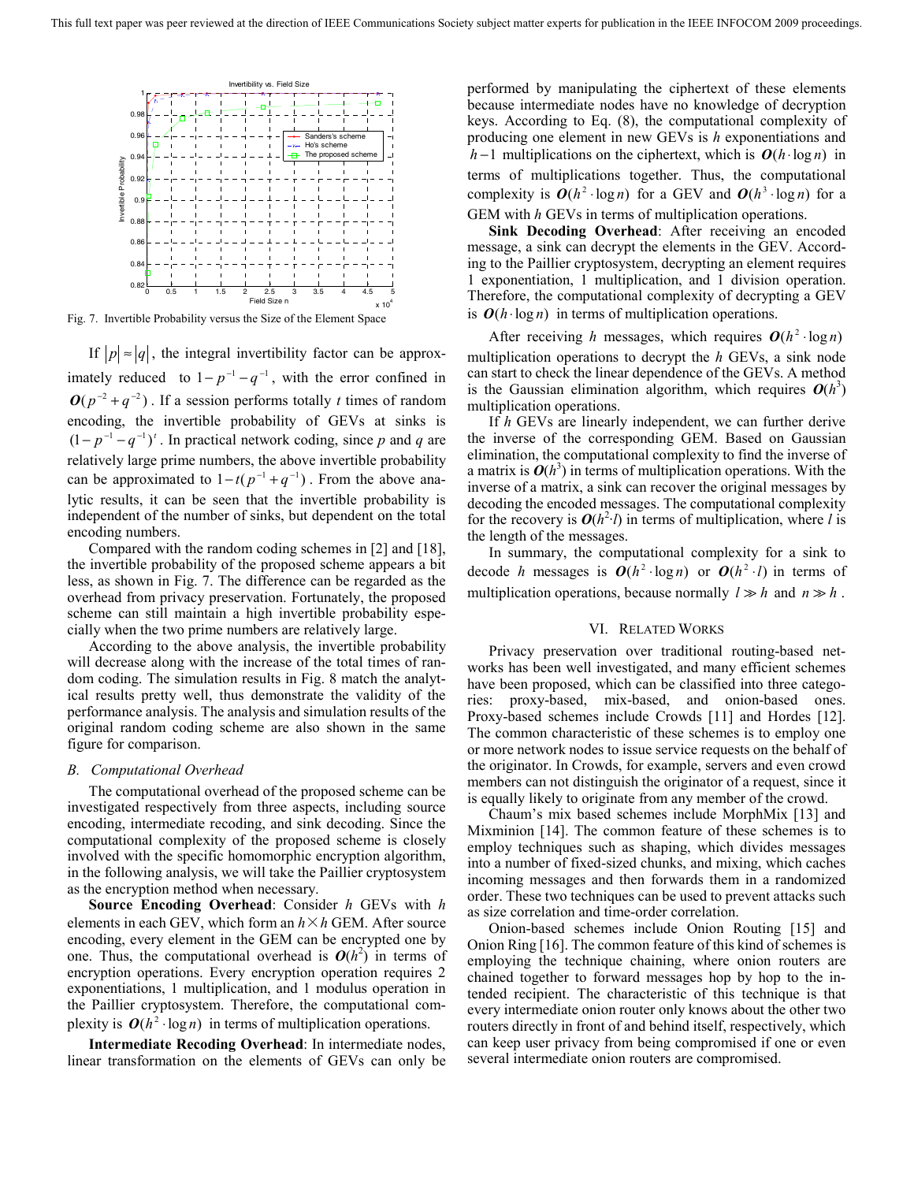Fig. 7. Invertible Probability versus the Size of the Element Space

If $|p| \approx |q|$, the integral invertibility factor can be approximately reduced to $1 - p^{-1} - q^{-1}$, with the error confined in $O(p^{-2} + q^{-2})$. If a session performs totally $t$ times of random encoding, the invertible probability of GEVs at sinks is $(1 - p^{-1} - q^{-1})^t$. In practical network coding, since $p$ and $q$ are relatively large prime numbers, the above invertible probability can be approximated to $1 - t(p^{-1} + q^{-1})$. From the above analytic results, it can be seen that the invertible probability is independent of the number of sinks, but dependent on the total encoding numbers.

Compared with the random coding schemes in [2] and [18], the invertible probability of the proposed scheme appears a bit less, as shown in Fig. 7. The difference can be regarded as the overhead from privacy preservation. Fortunately, the proposed scheme can still maintain a high invertible probability especially when the two prime numbers are relatively large.

According to the above analysis, the invertible probability will decrease along with the increase of the total times of random coding. The simulation results in Fig. 8 match the analytical results pretty well, thus demonstrate the validity of the performance analysis. The analysis and simulation results of the original random coding scheme are also shown in the same figure for comparison.

### B. Computational Overhead

The computational overhead of the proposed scheme can be investigated respectively from three aspects, including source encoding, intermediate recoding, and sink decoding. Since the computational complexity of the proposed scheme is closely involved with the specific homomorphic encryption algorithm, in the following analysis, we will take the Paillier cryptosystem as the encryption method when necessary.

**Source Encoding Overhead**: Consider $h$ GEVs with $h$ elements in each GEV, which form an $h \times h$ GEM. After source encoding, every element in the GEM can be encrypted one by one. Thus, the computational overhead is $O(h^2)$ in terms of encryption operations. Every encryption operation requires 2 exponentiations, 1 multiplication, and 1 modulus operation in the Paillier cryptosystem. Therefore, the computational complexity is $O(h^2 \cdot \log n)$ in terms of multiplication operations.

**Intermediate Recoding Overhead**: In intermediate nodes, linear transformation on the elements of GEVs can only be performed by manipulating the ciphertext of these elements because intermediate nodes have no knowledge of decryption keys. According to Eq. (8), the computational complexity of producing one element in new GEVs is $h$ exponentiations and $h-1$ multiplications on the ciphertext, which is $O(h \cdot \log n)$ in terms of multiplications together. Thus, the computational complexity is $O(h^2 \cdot \log n)$ for a GEV and $O(h^3 \cdot \log n)$ for a GEM with $h$ GEVs in terms of multiplication operations.

**Sink Decoding Overhead**: After receiving an encoded message, a sink can decrypt the elements in the GEV. According to the Paillier cryptosystem, decrypting an element requires 1 exponentiation, 1 multiplication, and 1 division operation. Therefore, the computational complexity of decrypting a GEV is $O(h \cdot \log n)$ in terms of multiplication operations.

After receiving $h$ messages, which requires $O(h^2 \cdot \log n)$ multiplication operations to decrypt the $h$ GEVs, a sink node can start to check the linear dependence of the GEVs. A method is the Gaussian elimination algorithm, which requires $O(h^3)$ multiplication operations.

If $h$ GEVs are linearly independent, we can further derive the inverse of the corresponding GEM. Based on Gaussian elimination, the computational complexity to find the inverse of a matrix is $O(h^3)$ in terms of multiplication operations. With the inverse of a matrix, a sink can recover the original messages by decoding the encoded messages. The computational complexity for the recovery is $O(h^2 \cdot l)$ in terms of multiplication, where $l$ is the length of the messages.

In summary, the computational complexity for a sink to decode $h$ messages is $O(h^2 \cdot \log n)$ or $O(h^2 \cdot l)$ in terms of multiplication operations, because normally $l \gg h$ and $n \gg h$.

## VI. Related Works

Privacy preservation over traditional routing-based networks has been well investigated, and many efficient schemes have been proposed, which can be classified into three categories: proxy-based, mix-based, and onion-based ones. Proxy-based schemes include Crowds [11] and Hordes [12]. The common characteristic of these schemes is to employ one or more network nodes to issue service requests on the behalf of the originator. In Crowds, for example, servers and even crowd members can not distinguish the originator of a request, since it is equally likely to originate from any member of the crowd.

Chaum's mix based schemes include MorphMix [13] and Mixminion [14]. The common feature of these schemes is to employ techniques such as shaping, which divides messages into a number of fixed-sized chunks, and mixing, which caches incoming messages and then forwards them in a randomized order. These two techniques can be used to prevent attacks such as size correlation and time-order correlation.

Onion-based schemes include Onion Routing [15] and Onion Ring [16]. The common feature of this kind of schemes is employing the technique chaining, where onion routers are chained together to forward messages hop by hop to the intended recipient. The characteristic of this technique is that every intermediate onion router only knows about the other two routers directly in front of and behind itself, respectively, which can keep user privacy from being compromised if one or even several intermediate onion routers are compromised.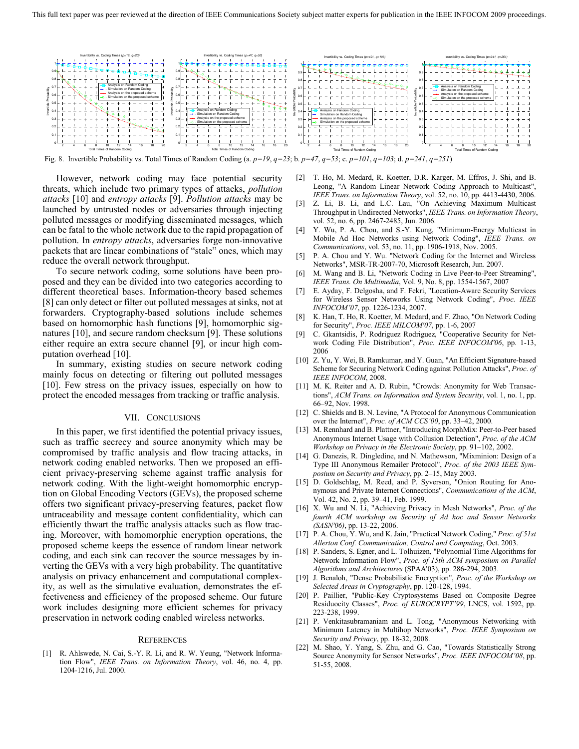Fig. 8. Invertible Probability vs. Total Times of Random Coding (a. $p=19$, $q=23$; b. $p=47$, $q=53$; c. $p=101$, $q=103$; d. $p=241$, $q=251$)

However, network coding may face potential security threats, which include two primary types of attacks, *pollution attacks* [10] and *entropy attacks* [9]. *Pollution attacks* may be launched by untrusted nodes or adversaries through injecting polluted messages or modifying disseminated messages, which can be fatal to the whole network due to the rapid propagation of pollution. In *entropy attacks*, adversaries forge non-innovative packets that are linear combinations of "stale" ones, which may reduce the overall network throughput.

To secure network coding, some solutions have been proposed and they can be divided into two categories according to different theoretical bases. Information-theory based schemes [8] can only detect or filter out polluted messages at sinks, not at forwarders. Cryptography-based solutions include schemes based on homomorphic hash functions [9], homomorphic signatures [10], and secure random checksum [9]. These solutions either require an extra secure channel [9], or incur high computation overhead [10].

In summary, existing studies on secure network coding mainly focus on detecting or filtering out polluted messages [10]. Few stress on the privacy issues, especially on how to protect the encoded messages from tracking or traffic analysis.

## VII. Conclusions

In this paper, we first identified the potential privacy issues, such as traffic secrecy and source anonymity which may be compromised by traffic analysis and flow tracing attacks, in network coding enabled networks. Then we proposed an efficient privacy-preserving scheme against traffic analysis for network coding. With the light-weight homomorphic encryption on Global Encoding Vectors (GEVs), the proposed scheme offers two significant privacy-preserving features, packet flow untraceability and message content confidentiality, which can efficiently thwart the traffic analysis attacks such as flow tracing. Moreover, with homomorphic encryption operations, the proposed scheme keeps the essence of random linear network coding, and each sink can recover the source messages by inverting the GEVs with a very high probability. The quantitative analysis on privacy enhancement and computational complexity, as well as the simulative evaluation, demonstrates the effectiveness and efficiency of the proposed scheme. Our future work includes designing more efficient schemes for privacy preservation in network coding enabled wireless networks.

## References

[1] R. Ahlswede, N. Cai, S.-Y. R. Li, and R. W. Yeung, "Network Information Flow", *IEEE Trans. on Information Theory*, vol. 46, no. 4, pp. 1204-1216, Jul. 2000.

[2] T. Ho, M. Medard, R. Koetter, D.R. Karger, M. Effros, J. Shi, and B. Leong, "A Random Linear Network Coding Approach to Multicast", *IEEE Trans. on Information Theory*, vol. 52, no. 10, pp. 4413-4430, 2006.

[3] Z. Li, B. Li, and L.C. Lau, "On Achieving Maximum Multicast Throughput in Undirected Networks", *IEEE Trans. on Information Theory*, vol. 52, no. 6, pp. 2467-2485, Jun. 2006.

[4] Y. Wu, P. A. Chou, and S.-Y. Kung, "Minimum-Energy Multicast in Mobile Ad Hoc Networks using Network Coding", *IEEE Trans. on Communications*, vol. 53, no. 11, pp. 1906-1918, Nov. 2005.

[5] P. A. Chou and Y. Wu. "Network Coding for the Internet and Wireless Networks", MSR-TR-2007-70, Microsoft Research, Jun. 2007.

[6] M. Wang and B. Li, "Network Coding in Live Peer-to-Peer Streaming", *IEEE Trans. On Multimedia*, Vol. 9, No. 8, pp. 1554-1567, 2007

[7] E. Ayday, F. Delgosha, and F. Fekri, "Location-Aware Security Services for Wireless Sensor Networks Using Network Coding", *Proc. IEEE INFOCOM'07*, pp. 1226-1234, 2007.

[8] K. Han, T. Ho, R. Koetter, M. Medard, and F. Zhao, "On Network Coding for Security", *Proc. IEEE MILCOM'07*, pp. 1-6, 2007

[9] C. Gkantsidis, P. Rodriguez Rodriguez, "Cooperative Security for Network Coding File Distribution", *Proc. IEEE INFOCOM'06*, pp. 1-13, 2006

[10] Z. Yu, Y. Wei, B. Ramkumar, and Y. Guan, "An Efficient Signature-based Scheme for Securing Network Coding against Pollution Attacks", *Proc. of IEEE INFOCOM*, 2008.

[11] M. K. Reiter and A. D. Rubin, "Crowds: Anonymity for Web Transactions", *ACM Trans. on Information and System Security*, vol. 1, no. 1, pp. 66–92, Nov. 1998.

[12] C. Shields and B. N. Levine, "A Protocol for Anonymous Communication over the Internet", *Proc. of ACM CCS'00*, pp. 33–42, 2000.

[13] M. Rennhard and B. Plattner, "Introducing MorphMix: Peer-to-Peer based Anonymous Internet Usage with Collusion Detection", *Proc. of the ACM Workshop on Privacy in the Electronic Society*, pp. 91–102, 2002.

[14] G. Danezis, R. Dingledine, and N. Mathewson, "Mixminion: Design of a Type III Anonymous Remailer Protocol", *Proc. of the 2003 IEEE Symposium on Security and Privacy*, pp. 2–15, May 2003.

[15] D. Goldschlag, M. Reed, and P. Syverson, "Onion Routing for Anonymous and Private Internet Connections", *Communications of the ACM*, Vol. 42, No. 2, pp. 39–41, Feb. 1999.

[16] X. Wu and N. Li, "Achieving Privacy in Mesh Networks", *Proc. of the fourth ACM workshop on Security of Ad hoc and Sensor Networks (SASN'06)*, pp. 13-22, 2006.

[17] P. A. Chou, Y. Wu, and K. Jain, "Practical Network Coding," *Proc. of 51st Allerton Conf. Communication, Control and Computing*, Oct. 2003.

[18] P. Sanders, S. Egner, and L. Tolhuizen, "Polynomial Time Algorithms for Network Information Flow", *Proc. of 15th ACM symposium on Parallel Algorithms and Architectures* (SPAA'03), pp. 286-294, 2003.

[19] J. Benaloh, "Dense Probabilistic Encryption", *Proc. of the Workshop on Selected Areas in Cryptography*, pp. 120-128, 1994.

[20] P. Paillier, "Public-Key Cryptosystems Based on Composite Degree Residuocity Classes", *Proc. of EUROCRYPT'99*, LNCS, vol. 1592, pp. 223-238, 1999.

[21] P. Venkitasubramaniam and L. Tong, "Anonymous Networking with Minimum Latency in Multihop Networks", *Proc. IEEE Symposium on Security and Privacy*, pp. 18-32, 2008.

[22] M. Shao, Y. Yang, S. Zhu, and G. Cao, "Towards Statistically Strong Source Anonymity for Sensor Networks", *Proc. IEEE INFOCOM'08*, pp. 51-55, 2008.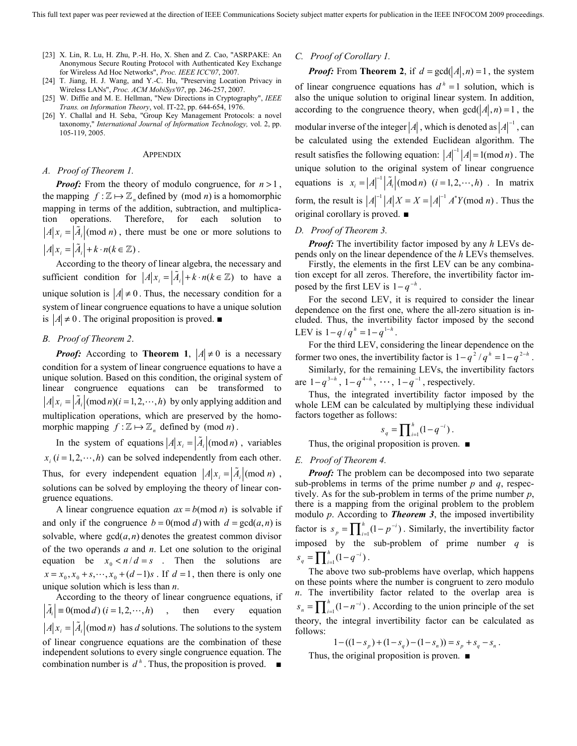[23] X. Lin, R. Lu, H. Zhu, P.-H. Ho, X. Shen and Z. Cao, "ASRPAKE: An Anonymous Secure Routing Protocol with Authenticated Key Exchange for Wireless Ad Hoc Networks", *Proc. IEEE ICC'07*, 2007.

[24] T. Jiang, H. J. Wang, and Y.-C. Hu, "Preserving Location Privacy in Wireless LANs", *Proc. ACM MobiSys'07*, pp. 246-257, 2007.

[25] W. Diffie and M. E. Hellman, "New Directions in Cryptography", *IEEE Trans. on Information Theory*, vol. IT-22, pp. 644-654, 1976.

[26] Y. Challal and H. Seba, "Group Key Management Protocols: a novel taxonomy," *International Journal of Information Technology,* vol. 2, pp. 105-119, 2005.

## APPENDIX

### A. Proof of Theorem 1.

***Proof:*** From the theory of modulo congruence, for $n>1$, the mapping $f:\mathbb{Z}\mapsto\mathbb{Z}_n$ defined by $(\mathrm{mod}\ n)$ is a homomorphic mapping in terms of the addition, subtraction, and multiplication operations. Therefore, for each solution to $|A|x_i=|\tilde{A}_i|(\mathrm{mod}\ n)$, there must be one or more solutions to $|A|x_i=|\tilde{A}_i|+k\cdot n(k\in\mathbb{Z})$.

According to the theory of linear algebra, the necessary and sufficient condition for $|A|x_i=|\tilde{A}_i|+k\cdot n(k\in\mathbb{Z})$ to have a unique solution is $|A|\neq 0$. Thus, the necessary condition for a system of linear congruence equations to have a unique solution is $|A|\neq 0$. The original proposition is proved. ■

### B. Proof of Theorem 2.

***Proof:*** According to **Theorem 1**, $|A|\neq 0$ is a necessary condition for a system of linear congruence equations to have a unique solution. Based on this condition, the original system of linear congruence equations can be transformed to $|A|x_i=|\tilde{A}_i|(\mathrm{mod}\ n)(i=1,2,\cdots,h)$ by only applying addition and multiplication operations, which are preserved by the homomorphic mapping $f:\mathbb{Z}\mapsto\mathbb{Z}_n$ defined by $(\mathrm{mod}\ n)$.

In the system of equations $|A|x_i=|\tilde{A}_i|(\mathrm{mod}\ n)$, variables $x_i\ (i=1,2,\cdots,h)$ can be solved independently from each other. Thus, for every independent equation $|A|x_i=|\tilde{A}_i|(\mathrm{mod}\ n)$, solutions can be solved by employing the theory of linear congruence equations.

A linear congruence equation $ax=b(\mathrm{mod}\ n)$ is solvable if and only if the congruence $b=0(\mathrm{mod}\ d)$ with $d=\gcd(a,n)$ is solvable, where $\gcd(a,n)$ denotes the greatest common divisor of the two operands *a* and *n*. Let one solution to the original equation be $x_0<n/d=s$. Then the solutions are $x=x_0,x_0+s,\cdots,x_0+(d-1)s$. If $d=1$, then there is only one unique solution which is less than *n*.

According to the theory of linear congruence equations, if $|\tilde{A}_i|\equiv 0(\mathrm{mod}\ d)\ (i=1,2,\cdots,h)$, then every equation $|A|x_i=|\tilde{A}_i|(\mathrm{mod}\ n)$ has *d* solutions. The solutions to the system of linear congruence equations are the combination of these independent solutions to every single congruence equation. The combination number is $d^h$. Thus, the proposition is proved. ■

### C. Proof of Corollary 1.

***Proof:*** From **Theorem 2**, if $d=\gcd(|A|,n)=1$, the system of linear congruence equations has $d^h=1$ solution, which is also the unique solution to original linear system. In addition, according to the congruence theory, when $\gcd(|A|,n)=1$, the modular inverse of the integer $|A|$, which is denoted as $|A|^{-1}$, can be calculated using the extended Euclidean algorithm. The result satisfies the following equation: $|A|^{-1}|A|=1(\mathrm{mod}\ n)$. The unique solution to the original system of linear congruence equations is $x_i=|A|^{-1}|\tilde{A}_i|(\mathrm{mod}\ n)\ (i=1,2,\cdots,h)$. In matrix form, the result is $|A|^{-1}|A|X=X=|A|^{-1}A^{*}Y(\mathrm{mod}\ n)$. Thus the original corollary is proved. ■

### D. Proof of Theorem 3.

***Proof:*** The invertibility factor imposed by any *h* LEVs depends only on the linear dependence of the *h* LEVs themselves.

Firstly, the elements in the first LEV can be any combination except for all zeros. Therefore, the invertibility factor imposed by the first LEV is $1-q^{-h}$.

For the second LEV, it is required to consider the linear dependence on the first one, where the all-zero situation is included. Thus, the invertibility factor imposed by the second LEV is $1-q/q^h=1-q^{1-h}$.

For the third LEV, considering the linear dependence on the former two ones, the invertibility factor is $1-q^2/q^h=1-q^{2-h}$.

Similarly, for the remaining LEVs, the invertibility factors are $1-q^{3-h}$, $1-q^{4-h}$, $\cdots$, $1-q^{-1}$, respectively.

Thus, the integrated invertibility factor imposed by the whole LEM can be calculated by multiplying these individual factors together as follows:

$$s_q=\prod_{i=1}^{h}(1-q^{-i}).$$

Thus, the original proposition is proven. ■

### E. Proof of Theorem 4.

***Proof:*** The problem can be decomposed into two separate sub-problems in terms of the prime number *p* and *q*, respectively. As for the sub-problem in terms of the prime number *p*, there is a mapping from the original problem to the problem modulo *p*. According to ***Theorem 3***, the imposed invertibility factor is $s_p=\prod_{i=1}^{h}(1-p^{-i})$. Similarly, the invertibility factor imposed by the sub-problem of prime number *q* is $s_q=\prod_{i=1}^{h}(1-q^{-i})$.

The above two sub-problems have overlap, which happens on these points where the number is congruent to zero modulo *n*. The invertibility factor related to the overlap area is $s_n=\prod_{i=1}^{h}(1-n^{-i})$. According to the union principle of the set theory, the integral invertibility factor can be calculated as follows:

$$1-((1-s_p)+(1-s_q)-(1-s_n))=s_p+s_q-s_n.$$

Thus, the original proposition is proven. ■